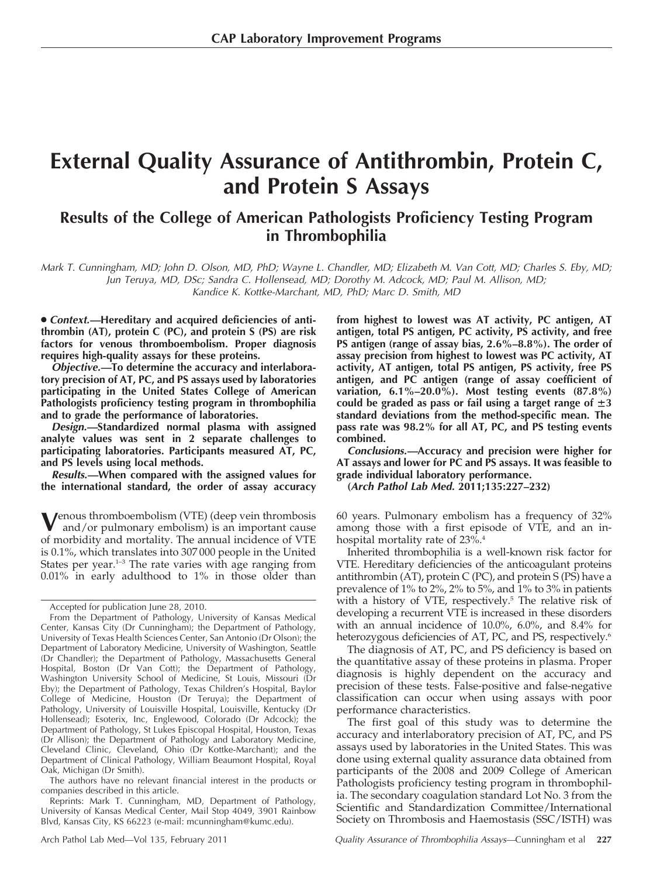# External Quality Assurance of Antithrombin, Protein C, and Protein S Assays

## Results of the College of American Pathologists Proficiency Testing Program in Thrombophilia

*Mark T. Cunningham, MD; John D. Olson, MD, PhD; Wayne L. Chandler, MD; Elizabeth M. Van Cott, MD; Charles S. Eby, MD; Jun Teruya, MD, DSc; Sandra C. Hollensead, MD; Dorothy M. Adcock, MD; Paul M. Allison, MD; Kandice K. Kottke-Marchant, MD, PhD; Marc D. Smith, MD*

**• *Context.*—Hereditary and acquired deficiencies of antithrombin (AT), protein C (PC), and protein S (PS) are risk factors for venous thromboembolism. Proper diagnosis requires high-quality assays for these proteins.**

***Objective.*—To determine the accuracy and interlaboratory precision of AT, PC, and PS assays used by laboratories participating in the United States College of American Pathologists proficiency testing program in thrombophilia and to grade the performance of laboratories.**

***Design.*—Standardized normal plasma with assigned analyte values was sent in 2 separate challenges to participating laboratories. Participants measured AT, PC, and PS levels using local methods.**

***Results.*—When compared with the assigned values for the international standard, the order of assay accuracy from highest to lowest was AT activity, PC antigen, AT antigen, total PS antigen, PC activity, PS activity, and free PS antigen (range of assay bias, 2.6%–8.8%). The order of assay precision from highest to lowest was PC activity, AT activity, AT antigen, total PS antigen, PS activity, free PS antigen, and PC antigen (range of assay coefficient of variation, 6.1%–20.0%). Most testing events (87.8%) could be graded as pass or fail using a target range of ±3 standard deviations from the method-specific mean. The pass rate was 98.2% for all AT, PC, and PS testing events combined.**

***Conclusions.*—Accuracy and precision were higher for AT assays and lower for PC and PS assays. It was feasible to grade individual laboratory performance.**

**(*Arch Pathol Lab Med.* 2011;135:227–232)**

Venous thromboembolism (VTE) (deep vein thrombosis and/or pulmonary embolism) is an important cause of morbidity and mortality. The annual incidence of VTE is 0.1%, which translates into 307 000 people in the United States per year.[1–3] The rate varies with age ranging from 0.01% in early adulthood to 1% in those older than 60 years. Pulmonary embolism has a frequency of 32% among those with a first episode of VTE, and an in-hospital mortality rate of 23%.[4]

Inherited thrombophilia is a well-known risk factor for VTE. Hereditary deficiencies of the anticoagulant proteins antithrombin (AT), protein C (PC), and protein S (PS) have a prevalence of 1% to 2%, 2% to 5%, and 1% to 3% in patients with a history of VTE, respectively.[5] The relative risk of developing a recurrent VTE is increased in these disorders with an annual incidence of 10.0%, 6.0%, and 8.4% for heterozygous deficiencies of AT, PC, and PS, respectively.[6]

The diagnosis of AT, PC, and PS deficiency is based on the quantitative assay of these proteins in plasma. Proper diagnosis is highly dependent on the accuracy and precision of these tests. False-positive and false-negative classification can occur when using assays with poor performance characteristics.

The first goal of this study was to determine the accuracy and interlaboratory precision of AT, PC, and PS assays used by laboratories in the United States. This was done using external quality assurance data obtained from participants of the 2008 and 2009 College of American Pathologists proficiency testing program in thrombophilia. The secondary coagulation standard Lot No. 3 from the Scientific and Standardization Committee/International Society on Thrombosis and Haemostasis (SSC/ISTH) was

---

Accepted for publication June 28, 2010.

From the Department of Pathology, University of Kansas Medical Center, Kansas City (Dr Cunningham); the Department of Pathology, University of Texas Health Sciences Center, San Antonio (Dr Olson); the Department of Laboratory Medicine, University of Washington, Seattle (Dr Chandler); the Department of Pathology, Massachusetts General Hospital, Boston (Dr Van Cott); the Department of Pathology, Washington University School of Medicine, St Louis, Missouri (Dr Eby); the Department of Pathology, Texas Children's Hospital, Baylor College of Medicine, Houston (Dr Teruya); the Department of Pathology, University of Louisville Hospital, Louisville, Kentucky (Dr Hollensead); Esoterix, Inc, Englewood, Colorado (Dr Adcock); the Department of Pathology, St Lukes Episcopal Hospital, Houston, Texas (Dr Allison); the Department of Pathology and Laboratory Medicine, Cleveland Clinic, Cleveland, Ohio (Dr Kottke-Marchant); and the Department of Clinical Pathology, William Beaumont Hospital, Royal Oak, Michigan (Dr Smith).

The authors have no relevant financial interest in the products or companies described in this article.

Reprints: Mark T. Cunningham, MD, Department of Pathology, University of Kansas Medical Center, Mail Stop 4049, 3901 Rainbow Blvd, Kansas City, KS 66223 (e-mail: mcunningham@kumc.edu).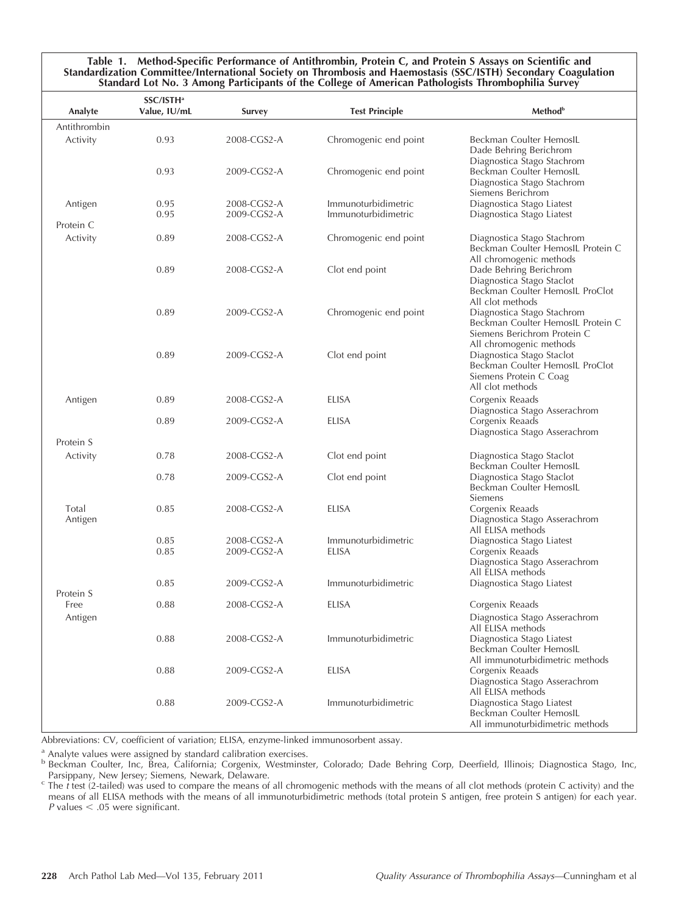**Table 1. Method-Specific Performance of Antithrombin, Protein C, and Protein S Assays on Scientific and Standardization Committee/International Society on Thrombosis and Haemostasis (SSC/ISTH) Secondary Coagulation Standard Lot No. 3 Among Participants of the College of American Pathologists Thrombophilia Survey**

| Analyte | SSC/ISTH[a] Value, IU/mL | Survey | Test Principle | Method[b] |
|---|---|---|---|---|
| Antithrombin | | | | |
| Activity | 0.93 | 2008-CGS2-A | Chromogenic end point | Beckman Coulter HemosIL<br>Dade Behring Berichrom<br>Diagnostica Stago Stachrom |
| | 0.93 | 2009-CGS2-A | Chromogenic end point | Beckman Coulter HemosIL<br>Diagnostica Stago Stachrom<br>Siemens Berichrom |
| Antigen | 0.95 | 2008-CGS2-A | Immunoturbidimetric | Diagnostica Stago Liatest |
| | 0.95 | 2009-CGS2-A | Immunoturbidimetric | Diagnostica Stago Liatest |
| Protein C | | | | |
| Activity | 0.89 | 2008-CGS2-A | Chromogenic end point | Diagnostica Stago Stachrom<br>Beckman Coulter HemosIL Protein C<br>All chromogenic methods |
| | 0.89 | 2008-CGS2-A | Clot end point | Dade Behring Berichrom<br>Diagnostica Stago Staclot<br>Beckman Coulter HemosIL ProClot<br>All clot methods |
| | 0.89 | 2009-CGS2-A | Chromogenic end point | Diagnostica Stago Stachrom<br>Beckman Coulter HemosIL Protein C<br>Siemens Berichrom Protein C<br>All chromogenic methods |
| | 0.89 | 2009-CGS2-A | Clot end point | Diagnostica Stago Staclot<br>Beckman Coulter HemosIL ProClot<br>Siemens Protein C Coag<br>All clot methods |
| Antigen | 0.89 | 2008-CGS2-A | ELISA | Corgenix Reaads<br>Diagnostica Stago Asserachrom |
| | 0.89 | 2009-CGS2-A | ELISA | Corgenix Reaads<br>Diagnostica Stago Asserachrom |
| Protein S | | | | |
| Activity | 0.78 | 2008-CGS2-A | Clot end point | Diagnostica Stago Staclot<br>Beckman Coulter HemosIL |
| | 0.78 | 2009-CGS2-A | Clot end point | Diagnostica Stago Staclot<br>Beckman Coulter HemosIL<br>Siemens |
| Total Antigen | 0.85 | 2008-CGS2-A | ELISA | Corgenix Reaads<br>Diagnostica Stago Asserachrom<br>All ELISA methods |
| | 0.85 | 2008-CGS2-A | Immunoturbidimetric | Diagnostica Stago Liatest |
| | 0.85 | 2009-CGS2-A | ELISA | Corgenix Reaads<br>Diagnostica Stago Asserachrom<br>All ELISA methods |
| | 0.85 | 2009-CGS2-A | Immunoturbidimetric | Diagnostica Stago Liatest |
| Protein S Free Antigen | 0.88 | 2008-CGS2-A | ELISA | Corgenix Reaads<br>Diagnostica Stago Asserachrom<br>All ELISA methods |
| | 0.88 | 2008-CGS2-A | Immunoturbidimetric | Diagnostica Stago Liatest<br>Beckman Coulter HemosIL<br>All immunoturbidimetric methods |
| | 0.88 | 2009-CGS2-A | ELISA | Corgenix Reaads<br>Diagnostica Stago Asserachrom<br>All ELISA methods |
| | 0.88 | 2009-CGS2-A | Immunoturbidimetric | Diagnostica Stago Liatest<br>Beckman Coulter HemosIL<br>All immunoturbidimetric methods |

Abbreviations: CV, coefficient of variation; ELISA, enzyme-linked immunosorbent assay.

[a] Analyte values were assigned by standard calibration exercises.

[b] Beckman Coulter, Inc, Brea, California; Corgenix, Westminster, Colorado; Dade Behring Corp, Deerfield, Illinois; Diagnostica Stago, Inc, Parsippany, New Jersey; Siemens, Newark, Delaware.

[c] The *t* test (2-tailed) was used to compare the means of all chromogenic methods with the means of all clot methods (protein C activity) and the means of all ELISA methods with the means of all immunoturbidimetric methods (total protein S antigen, free protein S antigen) for each year. *P* values $< .05$ were significant.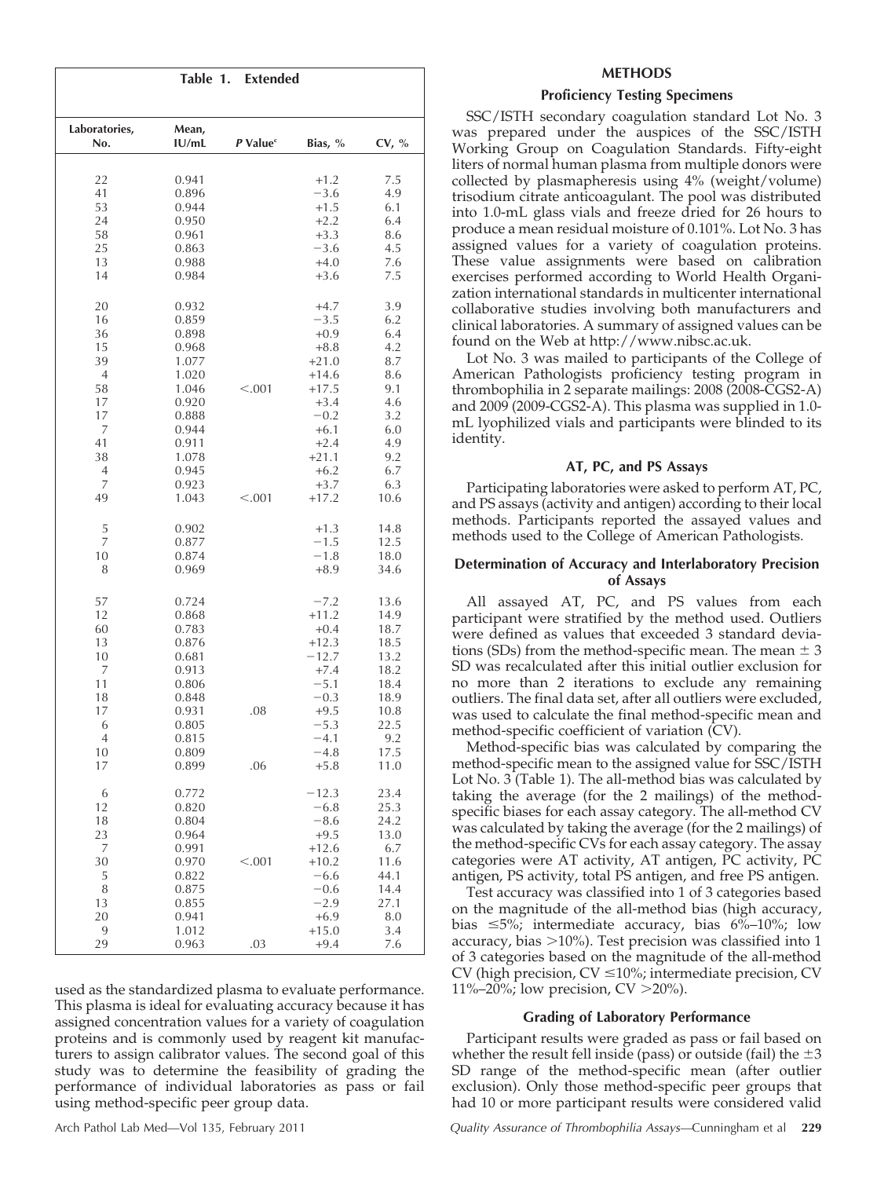**Table 1. Extended**

| Laboratories, No. | Mean, IU/mL | P Value[c] | Bias, % | CV, % |
|---|---|---|---|---|
| 22 | 0.941 | | +1.2 | 7.5 |
| 41 | 0.896 | | −3.6 | 4.9 |
| 53 | 0.944 | | +1.5 | 6.1 |
| 24 | 0.950 | | +2.2 | 6.4 |
| 58 | 0.961 | | +3.3 | 8.6 |
| 25 | 0.863 | | −3.6 | 4.5 |
| 13 | 0.988 | | +4.0 | 7.6 |
| 14 | 0.984 | | +3.6 | 7.5 |
| | | | | |
| 20 | 0.932 | | +4.7 | 3.9 |
| 16 | 0.859 | | −3.5 | 6.2 |
| 36 | 0.898 | | +0.9 | 6.4 |
| 15 | 0.968 | | +8.8 | 4.2 |
| 39 | 1.077 | | +21.0 | 8.7 |
| 4 | 1.020 | | +14.6 | 8.6 |
| 58 | 1.046 | <.001 | +17.5 | 9.1 |
| 17 | 0.920 | | +3.4 | 4.6 |
| 17 | 0.888 | | −0.2 | 3.2 |
| 7 | 0.944 | | +6.1 | 6.0 |
| 41 | 0.911 | | +2.4 | 4.9 |
| 38 | 1.078 | | +21.1 | 9.2 |
| 4 | 0.945 | | +6.2 | 6.7 |
| 7 | 0.923 | | +3.7 | 6.3 |
| 49 | 1.043 | <.001 | +17.2 | 10.6 |
| | | | | |
| 5 | 0.902 | | +1.3 | 14.8 |
| 7 | 0.877 | | −1.5 | 12.5 |
| 10 | 0.874 | | −1.8 | 18.0 |
| 8 | 0.969 | | +8.9 | 34.6 |
| | | | | |
| 57 | 0.724 | | −7.2 | 13.6 |
| 12 | 0.868 | | +11.2 | 14.9 |
| 60 | 0.783 | | +0.4 | 18.7 |
| 13 | 0.876 | | +12.3 | 18.5 |
| 10 | 0.681 | | −12.7 | 13.2 |
| 7 | 0.913 | | +7.4 | 18.2 |
| 11 | 0.806 | | −5.1 | 18.4 |
| 18 | 0.848 | | −0.3 | 18.9 |
| 17 | 0.931 | .08 | +9.5 | 10.8 |
| 6 | 0.805 | | −5.3 | 22.5 |
| 4 | 0.815 | | −4.1 | 9.2 |
| 10 | 0.809 | | −4.8 | 17.5 |
| 17 | 0.899 | .06 | +5.8 | 11.0 |
| | | | | |
| 6 | 0.772 | | −12.3 | 23.4 |
| 12 | 0.820 | | −6.8 | 25.3 |
| 18 | 0.804 | | −8.6 | 24.2 |
| 23 | 0.964 | | +9.5 | 13.0 |
| 7 | 0.991 | | +12.6 | 6.7 |
| 30 | 0.970 | <.001 | +10.2 | 11.6 |
| 5 | 0.822 | | −6.6 | 44.1 |
| 8 | 0.875 | | −0.6 | 14.4 |
| 13 | 0.855 | | −2.9 | 27.1 |
| 20 | 0.941 | | +6.9 | 8.0 |
| 9 | 1.012 | | +15.0 | 3.4 |
| 29 | 0.963 | .03 | +9.4 | 7.6 |

used as the standardized plasma to evaluate performance. This plasma is ideal for evaluating accuracy because it has assigned concentration values for a variety of coagulation proteins and is commonly used by reagent kit manufacturers to assign calibrator values. The second goal of this study was to determine the feasibility of grading the performance of individual laboratories as pass or fail using method-specific peer group data.

## METHODS

### Proficiency Testing Specimens

SSC/ISTH secondary coagulation standard Lot No. 3 was prepared under the auspices of the SSC/ISTH Working Group on Coagulation Standards. Fifty-eight liters of normal human plasma from multiple donors were collected by plasmapheresis using 4% (weight/volume) trisodium citrate anticoagulant. The pool was distributed into 1.0-mL glass vials and freeze dried for 26 hours to produce a mean residual moisture of 0.101%. Lot No. 3 has assigned values for a variety of coagulation proteins. These value assignments were based on calibration exercises performed according to World Health Organization international standards in multicenter international collaborative studies involving both manufacturers and clinical laboratories. A summary of assigned values can be found on the Web at http://www.nibsc.ac.uk.

Lot No. 3 was mailed to participants of the College of American Pathologists proficiency testing program in thrombophilia in 2 separate mailings: 2008 (2008-CGS2-A) and 2009 (2009-CGS2-A). This plasma was supplied in 1.0-mL lyophilized vials and participants were blinded to its identity.

### AT, PC, and PS Assays

Participating laboratories were asked to perform AT, PC, and PS assays (activity and antigen) according to their local methods. Participants reported the assayed values and methods used to the College of American Pathologists.

### Determination of Accuracy and Interlaboratory Precision of Assays

All assayed AT, PC, and PS values from each participant were stratified by the method used. Outliers were defined as values that exceeded 3 standard deviations (SDs) from the method-specific mean. The mean ± 3 SD was recalculated after this initial outlier exclusion for no more than 2 iterations to exclude any remaining outliers. The final data set, after all outliers were excluded, was used to calculate the final method-specific mean and method-specific coefficient of variation (CV).

Method-specific bias was calculated by comparing the method-specific mean to the assigned value for SSC/ISTH Lot No. 3 (Table 1). The all-method bias was calculated by taking the average (for the 2 mailings) of the method-specific biases for each assay category. The all-method CV was calculated by taking the average (for the 2 mailings) of the method-specific CVs for each assay category. The assay categories were AT activity, AT antigen, PC activity, PC antigen, PS activity, total PS antigen, and free PS antigen.

Test accuracy was classified into 1 of 3 categories based on the magnitude of the all-method bias (high accuracy, bias ≤5%; intermediate accuracy, bias 6%–10%; low accuracy, bias >10%). Test precision was classified into 1 of 3 categories based on the magnitude of the all-method CV (high precision, CV ≤10%; intermediate precision, CV 11%–20%; low precision, CV >20%).

### Grading of Laboratory Performance

Participant results were graded as pass or fail based on whether the result fell inside (pass) or outside (fail) the ±3 SD range of the method-specific mean (after outlier exclusion). Only those method-specific peer groups that had 10 or more participant results were considered valid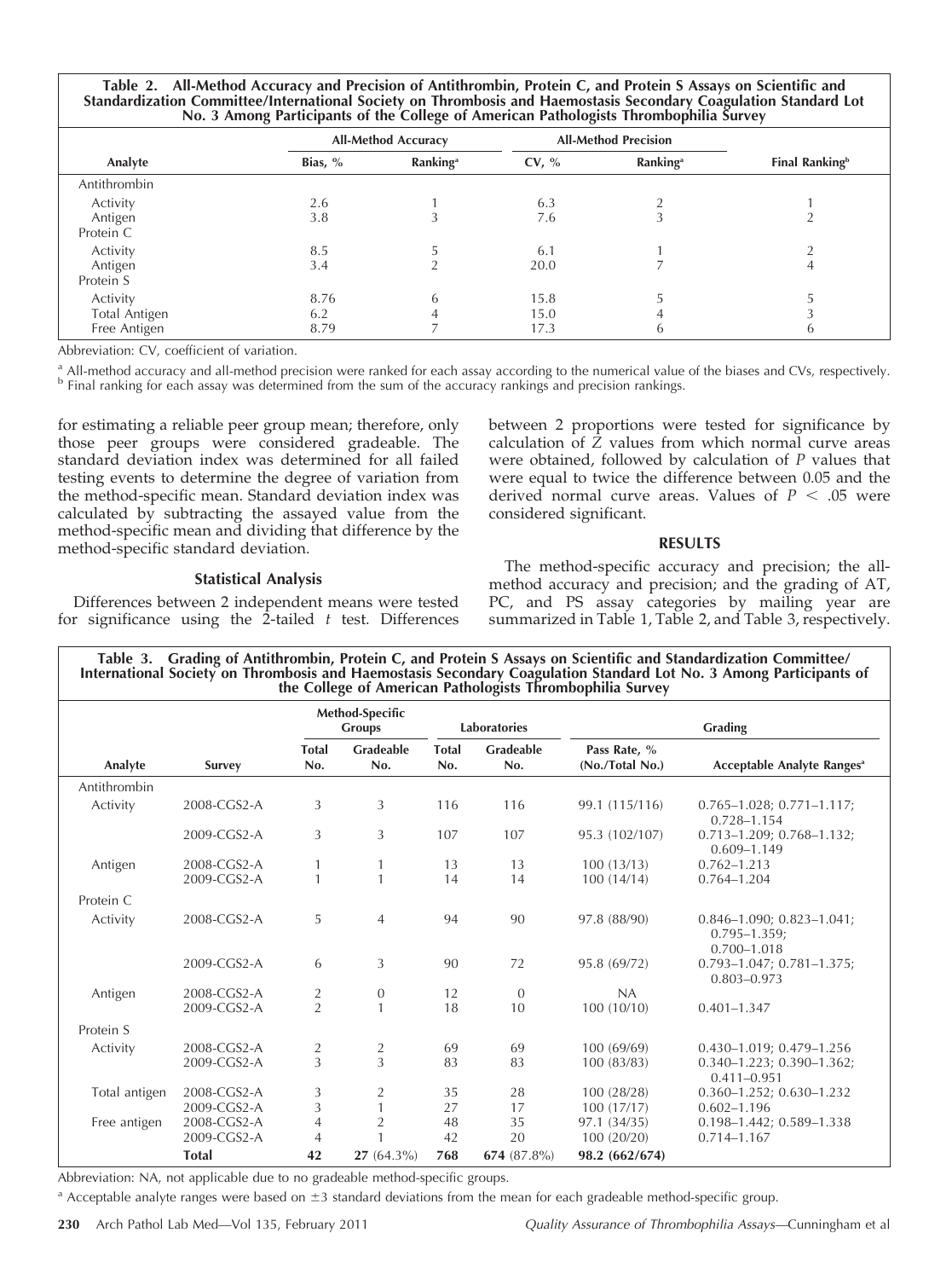**Table 2. All-Method Accuracy and Precision of Antithrombin, Protein C, and Protein S Assays on Scientific and Standardization Committee/International Society on Thrombosis and Haemostasis Secondary Coagulation Standard Lot No. 3 Among Participants of the College of American Pathologists Thrombophilia Survey**

| Analyte | All-Method Accuracy | | All-Method Precision | | Final Ranking[b] |
|---|---|---|---|---|---|
| | Bias, % | Ranking[a] | CV, % | Ranking[a] | |
| Antithrombin | | | | | |
| Activity | 2.6 | 1 | 6.3 | 2 | 1 |
| Antigen | 3.8 | 3 | 7.6 | 3 | 2 |
| Protein C | | | | | |
| Activity | 8.5 | 5 | 6.1 | 1 | 2 |
| Antigen | 3.4 | 2 | 20.0 | 7 | 4 |
| Protein S | | | | | |
| Activity | 8.76 | 6 | 15.8 | 5 | 5 |
| Total Antigen | 6.2 | 4 | 15.0 | 4 | 3 |
| Free Antigen | 8.79 | 7 | 17.3 | 6 | 6 |

Abbreviation: CV, coefficient of variation.

[a] All-method accuracy and all-method precision were ranked for each assay according to the numerical value of the biases and CVs, respectively.
[b] Final ranking for each assay was determined from the sum of the accuracy rankings and precision rankings.

for estimating a reliable peer group mean; therefore, only those peer groups were considered gradeable. The standard deviation index was determined for all failed testing events to determine the degree of variation from the method-specific mean. Standard deviation index was calculated by subtracting the assayed value from the method-specific mean and dividing that difference by the method-specific standard deviation.

### Statistical Analysis

Differences between 2 independent means were tested for significance using the 2-tailed $t$ test. Differences between 2 proportions were tested for significance by calculation of $Z$ values from which normal curve areas were obtained, followed by calculation of $P$ values that were equal to twice the difference between 0.05 and the derived normal curve areas. Values of $P < .05$ were considered significant.

## RESULTS

The method-specific accuracy and precision; the all-method accuracy and precision; and the grading of AT, PC, and PS assay categories by mailing year are summarized in Table 1, Table 2, and Table 3, respectively.

**Table 3. Grading of Antithrombin, Protein C, and Protein S Assays on Scientific and Standardization Committee/International Society on Thrombosis and Haemostasis Secondary Coagulation Standard Lot No. 3 Among Participants of the College of American Pathologists Thrombophilia Survey**

| Analyte | Survey | Method-Specific Groups | | Laboratories | | Grading | |
|---|---|---|---|---|---|---|---|
| | | Total No. | Gradeable No. | Total No. | Gradeable No. | Pass Rate, % (No./Total No.) | Acceptable Analyte Ranges[a] |
| Antithrombin | | | | | | | |
| Activity | 2008-CGS2-A | 3 | 3 | 116 | 116 | 99.1 (115/116) | 0.765–1.028; 0.771–1.117; 0.728–1.154 |
| | 2009-CGS2-A | 3 | 3 | 107 | 107 | 95.3 (102/107) | 0.713–1.209; 0.768–1.132; 0.609–1.149 |
| Antigen | 2008-CGS2-A | 1 | 1 | 13 | 13 | 100 (13/13) | 0.762–1.213 |
| | 2009-CGS2-A | 1 | 1 | 14 | 14 | 100 (14/14) | 0.764–1.204 |
| Protein C | | | | | | | |
| Activity | 2008-CGS2-A | 5 | 4 | 94 | 90 | 97.8 (88/90) | 0.846–1.090; 0.823–1.041; 0.795–1.359; 0.700–1.018 |
| | 2009-CGS2-A | 6 | 3 | 90 | 72 | 95.8 (69/72) | 0.793–1.047; 0.781–1.375; 0.803–0.973 |
| Antigen | 2008-CGS2-A | 2 | 0 | 12 | 0 | NA | |
| | 2009-CGS2-A | 2 | 1 | 18 | 10 | 100 (10/10) | 0.401–1.347 |
| Protein S | | | | | | | |
| Activity | 2008-CGS2-A | 2 | 2 | 69 | 69 | 100 (69/69) | 0.430–1.019; 0.479–1.256 |
| | 2009-CGS2-A | 3 | 3 | 83 | 83 | 100 (83/83) | 0.340–1.223; 0.390–1.362; 0.411–0.951 |
| Total antigen | 2008-CGS2-A | 3 | 2 | 35 | 28 | 100 (28/28) | 0.360–1.252; 0.630–1.232 |
| | 2009-CGS2-A | 3 | 1 | 27 | 17 | 100 (17/17) | 0.602–1.196 |
| Free antigen | 2008-CGS2-A | 4 | 2 | 48 | 35 | 97.1 (34/35) | 0.198–1.442; 0.589–1.338 |
| | 2009-CGS2-A | 4 | 1 | 42 | 20 | 100 (20/20) | 0.714–1.167 |
| | **Total** | **42** | **27** (64.3%) | **768** | **674** (87.8%) | **98.2 (662/674)** | |

Abbreviation: NA, not applicable due to no gradeable method-specific groups.

[a] Acceptable analyte ranges were based on ±3 standard deviations from the mean for each gradeable method-specific group.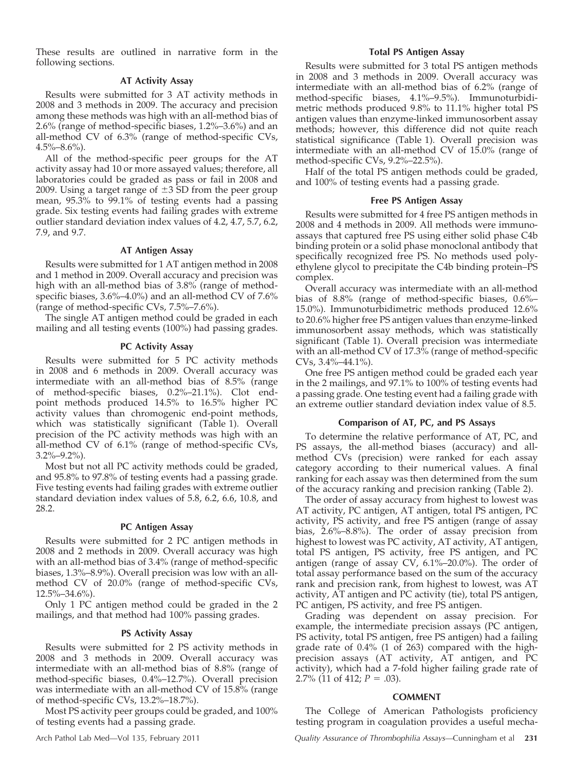These results are outlined in narrative form in the following sections.

### AT Activity Assay

Results were submitted for 3 AT activity methods in 2008 and 3 methods in 2009. The accuracy and precision among these methods was high with an all-method bias of 2.6% (range of method-specific biases, 1.2%–3.6%) and an all-method CV of 6.3% (range of method-specific CVs, 4.5%–8.6%).

All of the method-specific peer groups for the AT activity assay had 10 or more assayed values; therefore, all laboratories could be graded as pass or fail in 2008 and 2009. Using a target range of ±3 SD from the peer group mean, 95.3% to 99.1% of testing events had a passing grade. Six testing events had failing grades with extreme outlier standard deviation index values of 4.2, 4.7, 5.7, 6.2, 7.9, and 9.7.

### AT Antigen Assay

Results were submitted for 1 AT antigen method in 2008 and 1 method in 2009. Overall accuracy and precision was high with an all-method bias of 3.8% (range of method-specific biases, 3.6%–4.0%) and an all-method CV of 7.6% (range of method-specific CVs, 7.5%–7.6%).

The single AT antigen method could be graded in each mailing and all testing events (100%) had passing grades.

### PC Activity Assay

Results were submitted for 5 PC activity methods in 2008 and 6 methods in 2009. Overall accuracy was intermediate with an all-method bias of 8.5% (range of method-specific biases, 0.2%–21.1%). Clot end-point methods produced 14.5% to 16.5% higher PC activity values than chromogenic end-point methods, which was statistically significant (Table 1). Overall precision of the PC activity methods was high with an all-method CV of 6.1% (range of method-specific CVs, 3.2%–9.2%).

Most but not all PC activity methods could be graded, and 95.8% to 97.8% of testing events had a passing grade. Five testing events had failing grades with extreme outlier standard deviation index values of 5.8, 6.2, 6.6, 10.8, and 28.2.

### PC Antigen Assay

Results were submitted for 2 PC antigen methods in 2008 and 2 methods in 2009. Overall accuracy was high with an all-method bias of 3.4% (range of method-specific biases, 1.3%–8.9%). Overall precision was low with an all-method CV of 20.0% (range of method-specific CVs, 12.5%–34.6%).

Only 1 PC antigen method could be graded in the 2 mailings, and that method had 100% passing grades.

### PS Activity Assay

Results were submitted for 2 PS activity methods in 2008 and 3 methods in 2009. Overall accuracy was intermediate with an all-method bias of 8.8% (range of method-specific biases, 0.4%–12.7%). Overall precision was intermediate with an all-method CV of 15.8% (range of method-specific CVs, 13.2%–18.7%).

Most PS activity peer groups could be graded, and 100% of testing events had a passing grade.

### Total PS Antigen Assay

Results were submitted for 3 total PS antigen methods in 2008 and 3 methods in 2009. Overall accuracy was intermediate with an all-method bias of 6.2% (range of method-specific biases, 4.1%–9.5%). Immunoturbidimetric methods produced 9.8% to 11.1% higher total PS antigen values than enzyme-linked immunosorbent assay methods; however, this difference did not quite reach statistical significance (Table 1). Overall precision was intermediate with an all-method CV of 15.0% (range of method-specific CVs, 9.2%–22.5%).

Half of the total PS antigen methods could be graded, and 100% of testing events had a passing grade.

### Free PS Antigen Assay

Results were submitted for 4 free PS antigen methods in 2008 and 4 methods in 2009. All methods were immunoassays that captured free PS using either solid phase C4b binding protein or a solid phase monoclonal antibody that specifically recognized free PS. No methods used polyethylene glycol to precipitate the C4b binding protein–PS complex.

Overall accuracy was intermediate with an all-method bias of 8.8% (range of method-specific biases, 0.6%–15.0%). Immunoturbidimetric methods produced 12.6% to 20.6% higher free PS antigen values than enzyme-linked immunosorbent assay methods, which was statistically significant (Table 1). Overall precision was intermediate with an all-method CV of 17.3% (range of method-specific CVs, 3.4%–44.1%).

One free PS antigen method could be graded each year in the 2 mailings, and 97.1% to 100% of testing events had a passing grade. One testing event had a failing grade with an extreme outlier standard deviation index value of 8.5.

### Comparison of AT, PC, and PS Assays

To determine the relative performance of AT, PC, and PS assays, the all-method biases (accuracy) and all-method CVs (precision) were ranked for each assay category according to their numerical values. A final ranking for each assay was then determined from the sum of the accuracy ranking and precision ranking (Table 2).

The order of assay accuracy from highest to lowest was AT activity, PC antigen, AT antigen, total PS antigen, PC activity, PS activity, and free PS antigen (range of assay bias, 2.6%–8.8%). The order of assay precision from highest to lowest was PC activity, AT activity, AT antigen, total PS antigen, PS activity, free PS antigen, and PC antigen (range of assay CV, 6.1%–20.0%). The order of total assay performance based on the sum of the accuracy rank and precision rank, from highest to lowest, was AT activity, AT antigen and PC activity (tie), total PS antigen, PC antigen, PS activity, and free PS antigen.

Grading was dependent on assay precision. For example, the intermediate precision assays (PC antigen, PS activity, total PS antigen, free PS antigen) had a failing grade rate of 0.4% (1 of 263) compared with the high-precision assays (AT activity, AT antigen, and PC activity), which had a 7-fold higher failing grade rate of 2.7% (11 of 412; $P = .03$).

## COMMENT

The College of American Pathologists proficiency testing program in coagulation provides a useful mecha-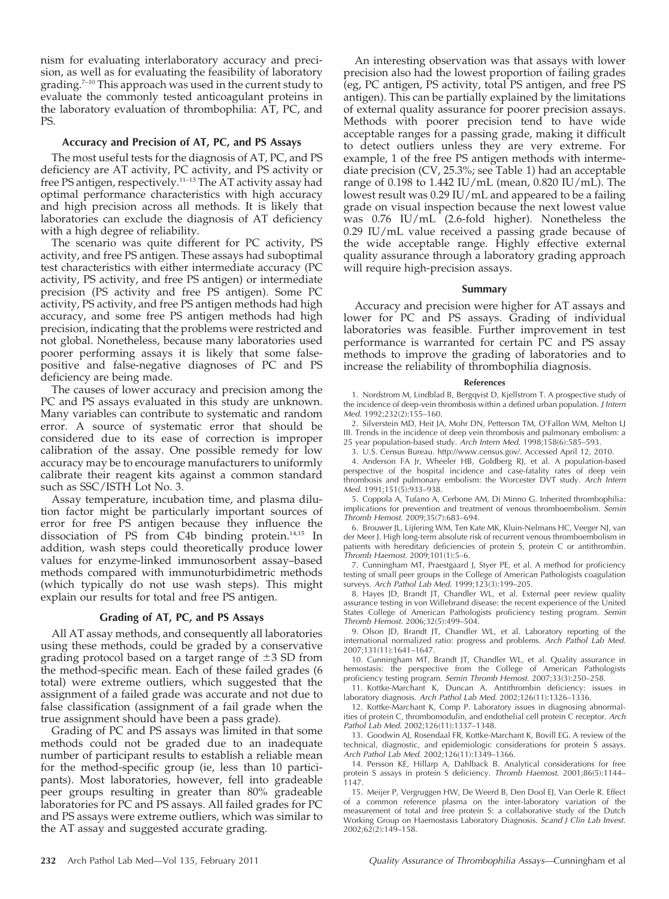nism for evaluating interlaboratory accuracy and precision, as well as for evaluating the feasibility of laboratory grading.[7–10] This approach was used in the current study to evaluate the commonly tested anticoagulant proteins in the laboratory evaluation of thrombophilia: AT, PC, and PS.

### Accuracy and Precision of AT, PC, and PS Assays

The most useful tests for the diagnosis of AT, PC, and PS deficiency are AT activity, PC activity, and PS activity or free PS antigen, respectively.[11–13] The AT activity assay had optimal performance characteristics with high accuracy and high precision across all methods. It is likely that laboratories can exclude the diagnosis of AT deficiency with a high degree of reliability.

The scenario was quite different for PC activity, PS activity, and free PS antigen. These assays had suboptimal test characteristics with either intermediate accuracy (PC activity, PS activity, and free PS antigen) or intermediate precision (PS activity and free PS antigen). Some PC activity, PS activity, and free PS antigen methods had high accuracy, and some free PS antigen methods had high precision, indicating that the problems were restricted and not global. Nonetheless, because many laboratories used poorer performing assays it is likely that some false-positive and false-negative diagnoses of PC and PS deficiency are being made.

The causes of lower accuracy and precision among the PC and PS assays evaluated in this study are unknown. Many variables can contribute to systematic and random error. A source of systematic error that should be considered due to its ease of correction is improper calibration of the assay. One possible remedy for low accuracy may be to encourage manufacturers to uniformly calibrate their reagent kits against a common standard such as SSC/ISTH Lot No. 3.

Assay temperature, incubation time, and plasma dilution factor might be particularly important sources of error for free PS antigen because they influence the dissociation of PS from C4b binding protein.[14,15] In addition, wash steps could theoretically produce lower values for enzyme-linked immunosorbent assay–based methods compared with immunoturbidimetric methods (which typically do not use wash steps). This might explain our results for total and free PS antigen.

### Grading of AT, PC, and PS Assays

All AT assay methods, and consequently all laboratories using these methods, could be graded by a conservative grading protocol based on a target range of ±3 SD from the method-specific mean. Each of these failed grades (6 total) were extreme outliers, which suggested that the assignment of a failed grade was accurate and not due to false classification (assignment of a fail grade when the true assignment should have been a pass grade).

Grading of PC and PS assays was limited in that some methods could not be graded due to an inadequate number of participant results to establish a reliable mean for the method-specific group (ie, less than 10 participants). Most laboratories, however, fell into gradeable peer groups resulting in greater than 80% gradeable laboratories for PC and PS assays. All failed grades for PC and PS assays were extreme outliers, which was similar to the AT assay and suggested accurate grading.

An interesting observation was that assays with lower precision also had the lowest proportion of failing grades (eg, PC antigen, PS activity, total PS antigen, and free PS antigen). This can be partially explained by the limitations of external quality assurance for poorer precision assays. Methods with poorer precision tend to have wide acceptable ranges for a passing grade, making it difficult to detect outliers unless they are very extreme. For example, 1 of the free PS antigen methods with intermediate precision (CV, 25.3%; see Table 1) had an acceptable range of 0.198 to 1.442 IU/mL (mean, 0.820 IU/mL). The lowest result was 0.29 IU/mL and appeared to be a failing grade on visual inspection because the next lowest value was 0.76 IU/mL (2.6-fold higher). Nonetheless the 0.29 IU/mL value received a passing grade because of the wide acceptable range. Highly effective external quality assurance through a laboratory grading approach will require high-precision assays.

### Summary

Accuracy and precision were higher for AT assays and lower for PC and PS assays. Grading of individual laboratories was feasible. Further improvement in test performance is warranted for certain PC and PS assay methods to improve the grading of laboratories and to increase the reliability of thrombophilia diagnosis.

#### References

1. Nordstrom M, Lindblad B, Bergqvist D, Kjellstrom T. A prospective study of the incidence of deep-vein thrombosis within a defined urban population. *J Intern Med.* 1992;232(2):155–160.
2. Silverstein MD, Heit JA, Mohr DN, Petterson TM, O'Fallon WM, Melton LJ III. Trends in the incidence of deep vein thrombosis and pulmonary embolism: a 25 year population-based study. *Arch Intern Med.* 1998;158(6):585–593.
3. U.S. Census Bureau. http://www.census.gov/. Accessed April 12, 2010.
4. Anderson FA Jr, Wheeler HB, Goldberg RJ, et al. A population-based perspective of the hospital incidence and case-fatality rates of deep vein thrombosis and pulmonary embolism: the Worcester DVT study. *Arch Intern Med.* 1991;151(5):933–938.
5. Coppola A, Tufano A, Cerbone AM, Di Minno G. Inherited thrombophilia: implications for prevention and treatment of venous thromboembolism. *Semin Thromb Hemost.* 2009;35(7):683–694.
6. Brouwer JL, Lijfering WM, Ten Kate MK, Kluin-Nelemans HC, Veeger NJ, van der Meer J. High long-term absolute risk of recurrent venous thromboembolism in patients with hereditary deficiencies of protein S, protein C or antithrombin. *Thromb Haemost.* 2009;101(1):5–6.
7. Cunningham MT, Praestgaard J, Styer PE, et al. A method for proficiency testing of small peer groups in the College of American Pathologists coagulation surveys. *Arch Pathol Lab Med.* 1999;123(3):199–205.
8. Hayes JD, Brandt JT, Chandler WL, et al. External peer review quality assurance testing in von Willebrand disease: the recent experience of the United States College of American Pathologists proficiency testing program. *Semin Thromb Hemost.* 2006;32(5):499–504.
9. Olson JD, Brandt JT, Chandler WL, et al. Laboratory reporting of the international normalized ratio: progress and problems. *Arch Pathol Lab Med.* 2007;131(11):1641–1647.
10. Cunningham MT, Brandt JT, Chandler WL, et al. Quality assurance in hemostasis: the perspective from the College of American Pathologists proficiency testing program. *Semin Thromb Hemost.* 2007;33(3):250–258.
11. Kottke-Marchant K, Duncan A. Antithrombin deficiency: issues in laboratory diagnosis. *Arch Pathol Lab Med.* 2002;126(11):1326–1336.
12. Kottke-Marchant K, Comp P. Laboratory issues in diagnosing abnormalities of protein C, thrombomodulin, and endothelial cell protein C receptor. *Arch Pathol Lab Med.* 2002;126(11):1337–1348.
13. Goodwin AJ, Rosendaal FR, Kottke-Marchant K, Bovill EG. A review of the technical, diagnostic, and epidemiologic considerations for protein S assays. *Arch Pathol Lab Med.* 2002;126(11):1349–1366.
14. Persson KE, Hillarp A, Dahlback B. Analytical considerations for free protein S assays in protein S deficiency. *Thromb Haemost.* 2001;86(5):1144–1147.
15. Meijer P, Vergruggen HW, De Weerd B, Den Dool EJ, Van Oerle R. Effect of a common reference plasma on the inter-laboratory variation of the measurement of total and free protein S: a collaborative study of the Dutch Working Group on Haemostasis Laboratory Diagnosis. *Scand J Clin Lab Invest.* 2002;62(2):149–158.